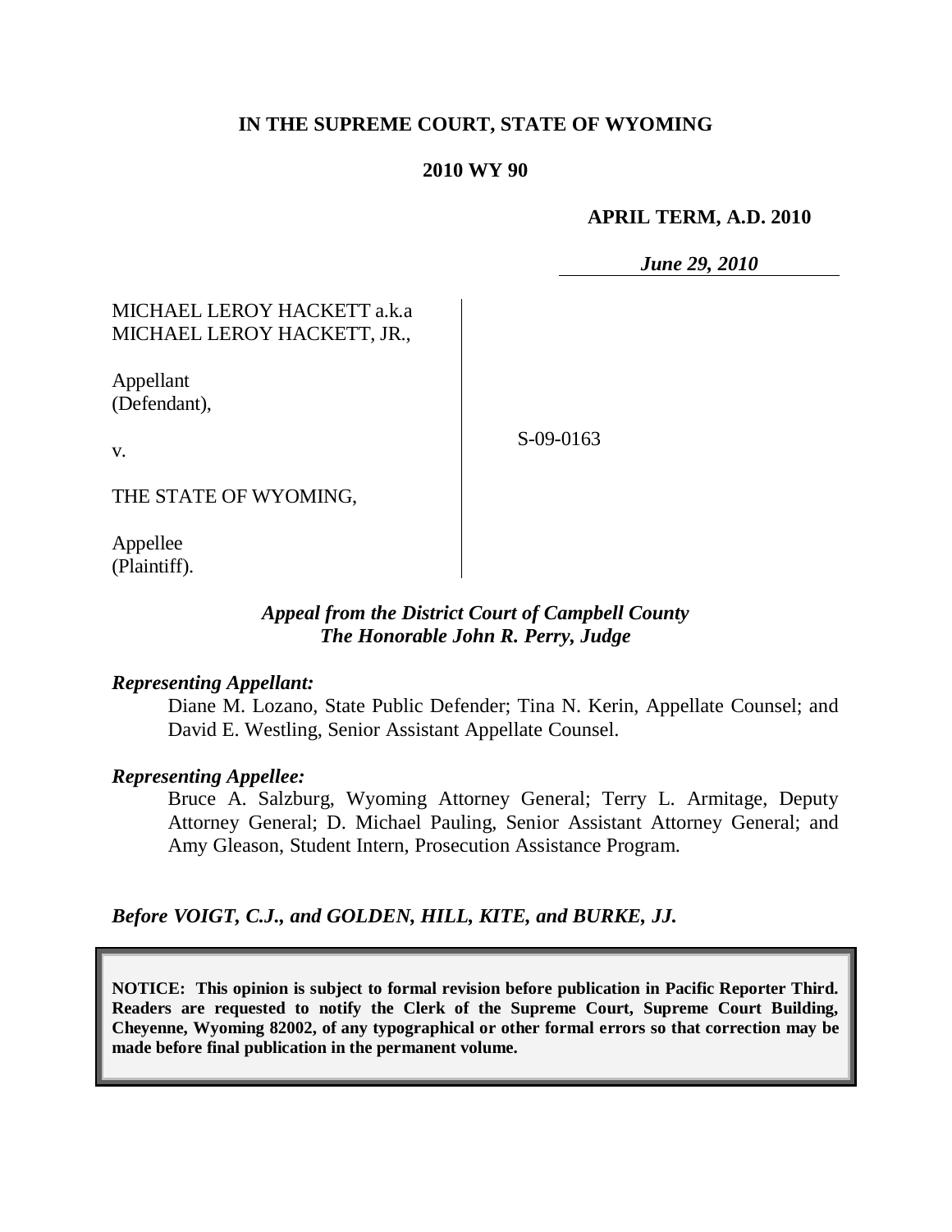**IN THE SUPREME COURT, STATE OF WYOMING**

**2010 WY 90**

**APRIL TERM, A.D. 2010**

*June 29, 2010*

MICHAEL LEROY HACKETT a.k.a MICHAEL LEROY HACKETT, JR.,

Appellant (Defendant),

v.

THE STATE OF WYOMING,

Appellee (Plaintiff).

S-09-0163

*Appeal from the District Court of Campbell County*
*The Honorable John R. Perry, Judge*

***Representing Appellant:***

Diane M. Lozano, State Public Defender; Tina N. Kerin, Appellate Counsel; and David E. Westling, Senior Assistant Appellate Counsel.

***Representing Appellee:***

Bruce A. Salzburg, Wyoming Attorney General; Terry L. Armitage, Deputy Attorney General; D. Michael Pauling, Senior Assistant Attorney General; and Amy Gleason, Student Intern, Prosecution Assistance Program.

***Before VOIGT, C.J., and GOLDEN, HILL, KITE, and BURKE, JJ.***

**NOTICE: This opinion is subject to formal revision before publication in Pacific Reporter Third. Readers are requested to notify the Clerk of the Supreme Court, Supreme Court Building, Cheyenne, Wyoming 82002, of any typographical or other formal errors so that correction may be made before final publication in the permanent volume.**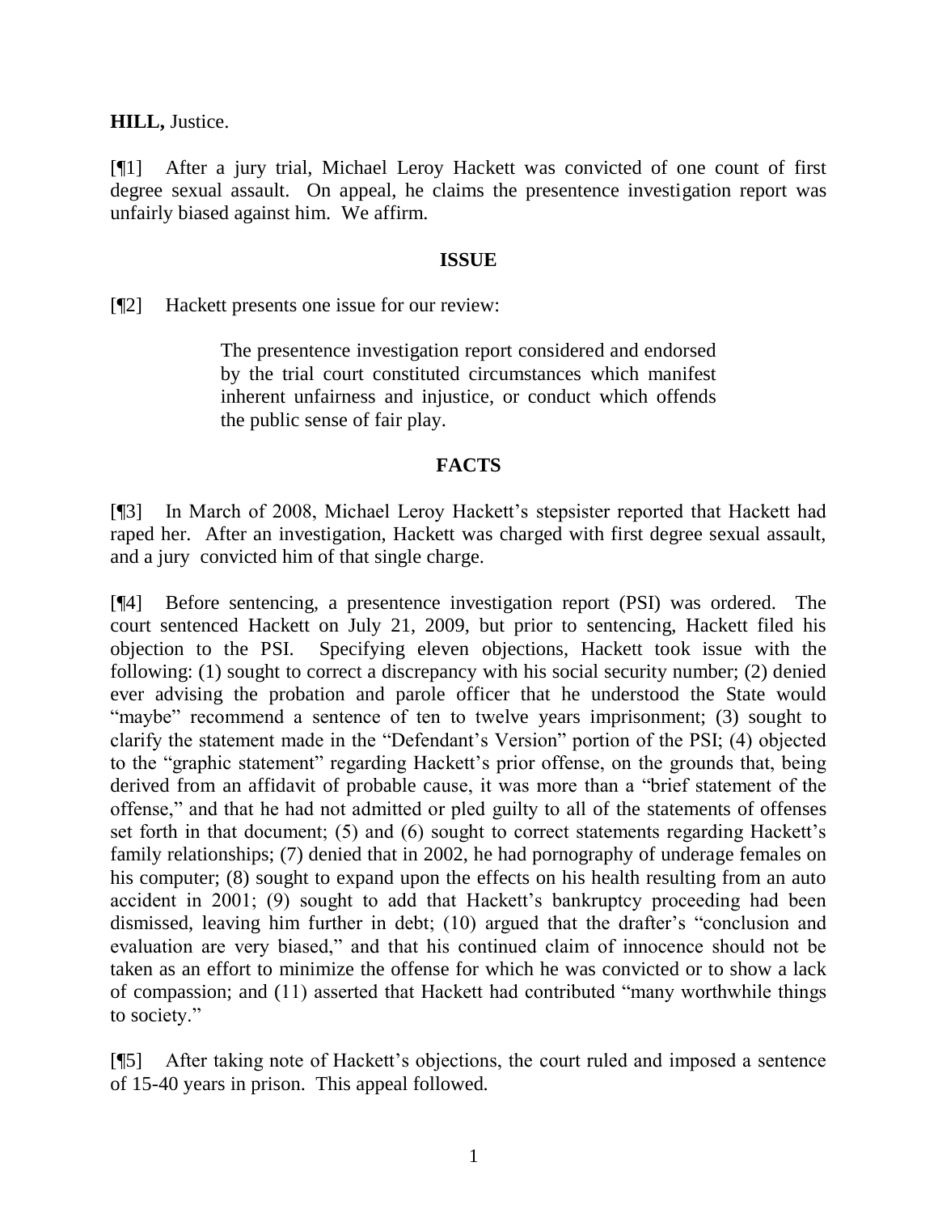**HILL,** Justice.

[¶1] After a jury trial, Michael Leroy Hackett was convicted of one count of first degree sexual assault. On appeal, he claims the presentence investigation report was unfairly biased against him. We affirm.

## ISSUE

[¶2] Hackett presents one issue for our review:

> The presentence investigation report considered and endorsed by the trial court constituted circumstances which manifest inherent unfairness and injustice, or conduct which offends the public sense of fair play.

## FACTS

[¶3] In March of 2008, Michael Leroy Hackett's stepsister reported that Hackett had raped her. After an investigation, Hackett was charged with first degree sexual assault, and a jury convicted him of that single charge.

[¶4] Before sentencing, a presentence investigation report (PSI) was ordered. The court sentenced Hackett on July 21, 2009, but prior to sentencing, Hackett filed his objection to the PSI. Specifying eleven objections, Hackett took issue with the following: (1) sought to correct a discrepancy with his social security number; (2) denied ever advising the probation and parole officer that he understood the State would "maybe" recommend a sentence of ten to twelve years imprisonment; (3) sought to clarify the statement made in the "Defendant's Version" portion of the PSI; (4) objected to the "graphic statement" regarding Hackett's prior offense, on the grounds that, being derived from an affidavit of probable cause, it was more than a "brief statement of the offense," and that he had not admitted or pled guilty to all of the statements of offenses set forth in that document; (5) and (6) sought to correct statements regarding Hackett's family relationships; (7) denied that in 2002, he had pornography of underage females on his computer; (8) sought to expand upon the effects on his health resulting from an auto accident in 2001; (9) sought to add that Hackett's bankruptcy proceeding had been dismissed, leaving him further in debt; (10) argued that the drafter's "conclusion and evaluation are very biased," and that his continued claim of innocence should not be taken as an effort to minimize the offense for which he was convicted or to show a lack of compassion; and (11) asserted that Hackett had contributed "many worthwhile things to society."

[¶5] After taking note of Hackett's objections, the court ruled and imposed a sentence of 15-40 years in prison. This appeal followed.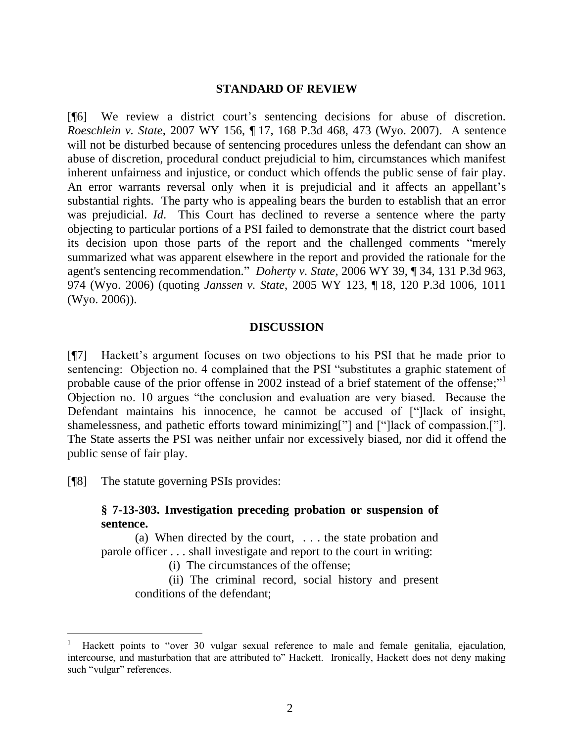## STANDARD OF REVIEW

[¶6] We review a district court's sentencing decisions for abuse of discretion. *Roeschlein v. State*, 2007 WY 156, ¶ 17, 168 P.3d 468, 473 (Wyo. 2007). A sentence will not be disturbed because of sentencing procedures unless the defendant can show an abuse of discretion, procedural conduct prejudicial to him, circumstances which manifest inherent unfairness and injustice, or conduct which offends the public sense of fair play. An error warrants reversal only when it is prejudicial and it affects an appellant's substantial rights. The party who is appealing bears the burden to establish that an error was prejudicial. *Id*. This Court has declined to reverse a sentence where the party objecting to particular portions of a PSI failed to demonstrate that the district court based its decision upon those parts of the report and the challenged comments "merely summarized what was apparent elsewhere in the report and provided the rationale for the agent's sentencing recommendation." *Doherty v. State*, 2006 WY 39, ¶ 34, 131 P.3d 963, 974 (Wyo. 2006) (quoting *Janssen v. State*, 2005 WY 123, ¶ 18, 120 P.3d 1006, 1011 (Wyo. 2006)).

## DISCUSSION

[¶7] Hackett's argument focuses on two objections to his PSI that he made prior to sentencing: Objection no. 4 complained that the PSI "substitutes a graphic statement of probable cause of the prior offense in 2002 instead of a brief statement of the offense;"[1] Objection no. 10 argues "the conclusion and evaluation are very biased. Because the Defendant maintains his innocence, he cannot be accused of ["]lack of insight, shamelessness, and pathetic efforts toward minimizing["] and ["]lack of compassion.["]. The State asserts the PSI was neither unfair nor excessively biased, nor did it offend the public sense of fair play.

[¶8] The statute governing PSIs provides:

> **§ 7-13-303. Investigation preceding probation or suspension of sentence.**
>
> (a) When directed by the court, . . . the state probation and parole officer . . . shall investigate and report to the court in writing:
>
> (i) The circumstances of the offense;
>
> (ii) The criminal record, social history and present conditions of the defendant;

---

[1] Hackett points to "over 30 vulgar sexual reference to male and female genitalia, ejaculation, intercourse, and masturbation that are attributed to" Hackett. Ironically, Hackett does not deny making such "vulgar" references.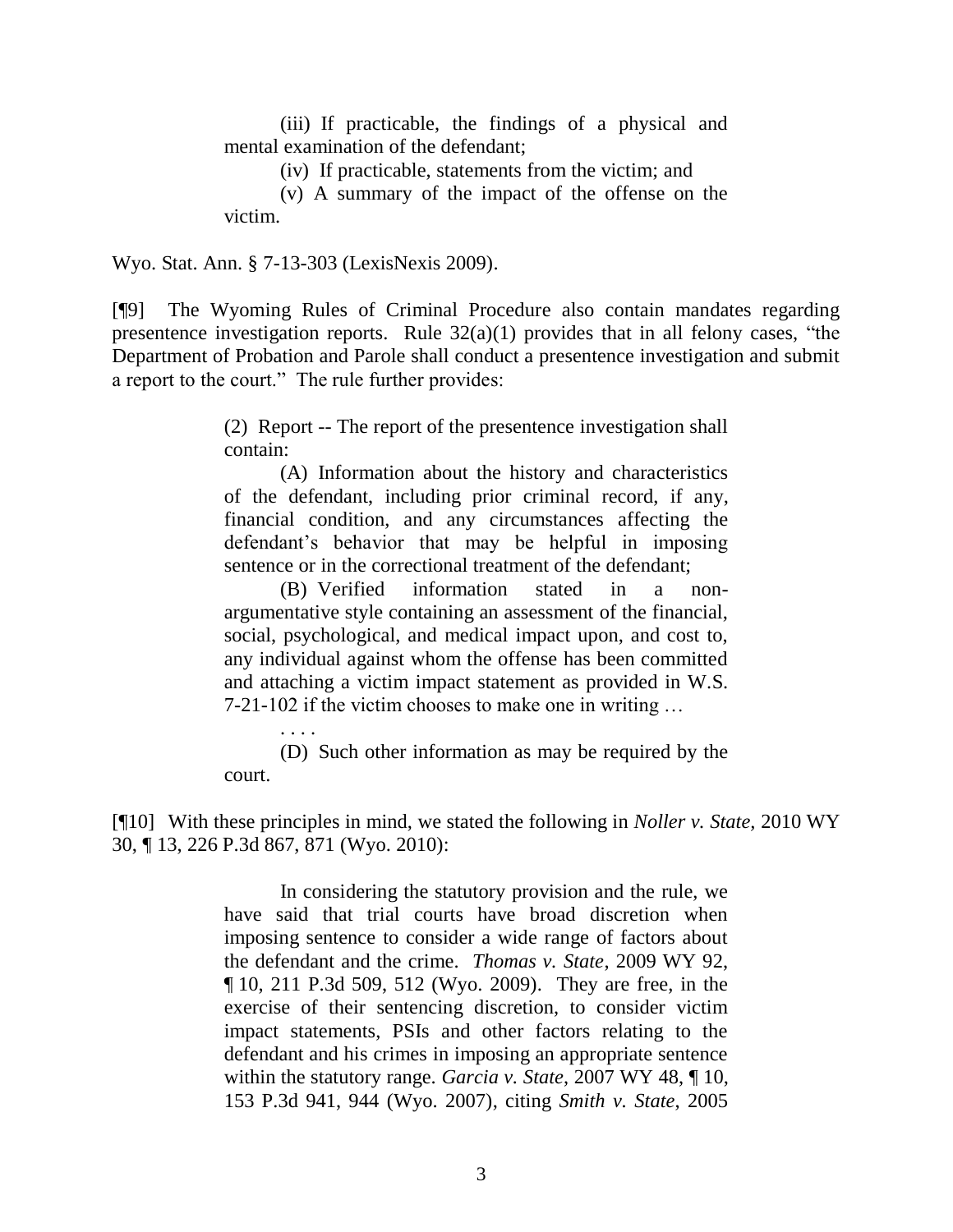> (iii) If practicable, the findings of a physical and mental examination of the defendant;
>
> (iv) If practicable, statements from the victim; and
>
> (v) A summary of the impact of the offense on the victim.

Wyo. Stat. Ann. § 7-13-303 (LexisNexis 2009).

[¶9] The Wyoming Rules of Criminal Procedure also contain mandates regarding presentence investigation reports. Rule 32(a)(1) provides that in all felony cases, "the Department of Probation and Parole shall conduct a presentence investigation and submit a report to the court." The rule further provides:

> (2) Report -- The report of the presentence investigation shall contain:
>
> (A) Information about the history and characteristics of the defendant, including prior criminal record, if any, financial condition, and any circumstances affecting the defendant's behavior that may be helpful in imposing sentence or in the correctional treatment of the defendant;
>
> (B) Verified information stated in a non-argumentative style containing an assessment of the financial, social, psychological, and medical impact upon, and cost to, any individual against whom the offense has been committed and attaching a victim impact statement as provided in W.S. 7-21-102 if the victim chooses to make one in writing …
>
> . . . .
>
> (D) Such other information as may be required by the court.

[¶10] With these principles in mind, we stated the following in *Noller v. State*, 2010 WY 30, ¶ 13, 226 P.3d 867, 871 (Wyo. 2010):

> In considering the statutory provision and the rule, we have said that trial courts have broad discretion when imposing sentence to consider a wide range of factors about the defendant and the crime. *Thomas v. State*, 2009 WY 92, ¶ 10, 211 P.3d 509, 512 (Wyo. 2009). They are free, in the exercise of their sentencing discretion, to consider victim impact statements, PSIs and other factors relating to the defendant and his crimes in imposing an appropriate sentence within the statutory range. *Garcia v. State*, 2007 WY 48, ¶ 10, 153 P.3d 941, 944 (Wyo. 2007), citing *Smith v. State*, 2005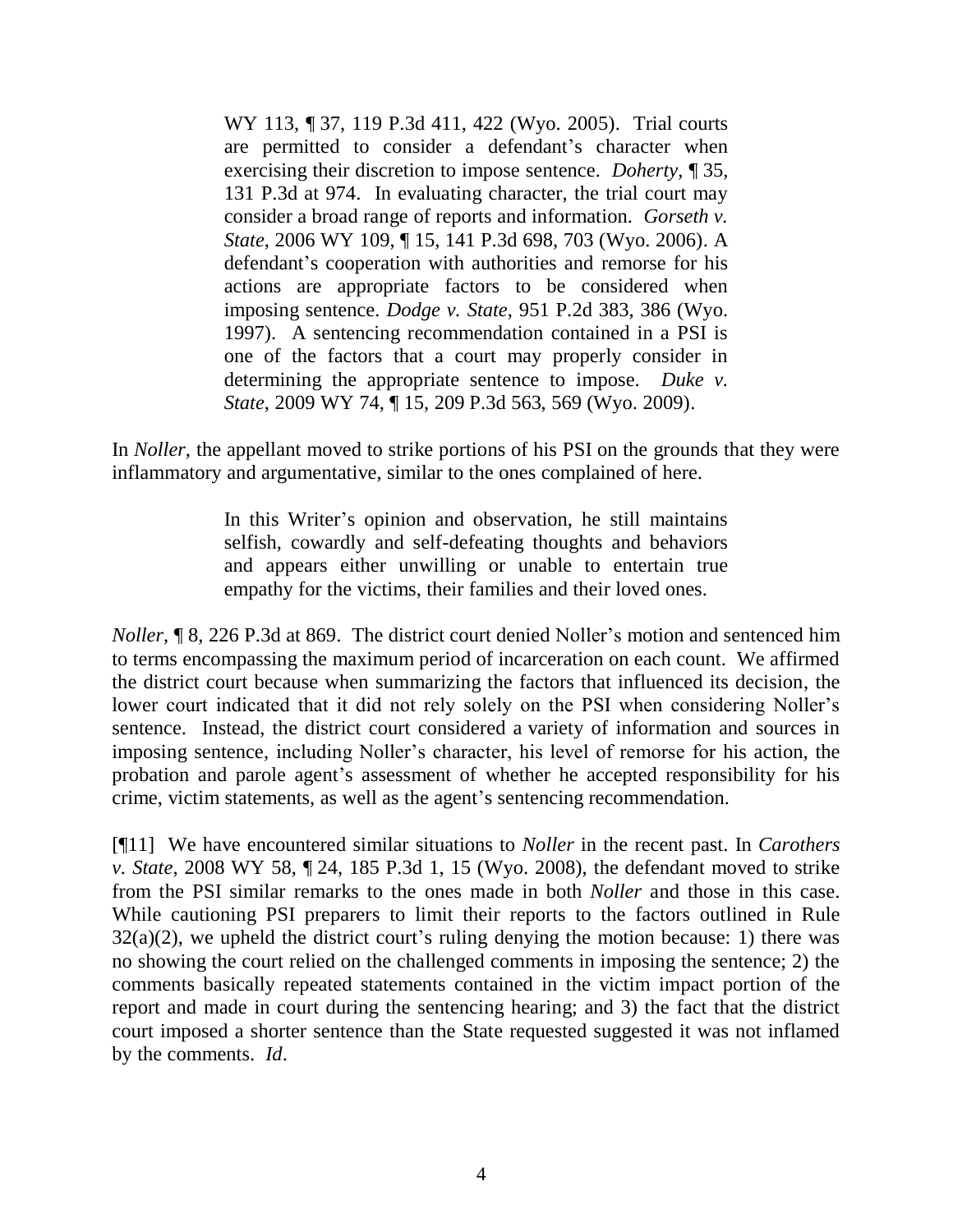> WY 113, ¶ 37, 119 P.3d 411, 422 (Wyo. 2005). Trial courts are permitted to consider a defendant's character when exercising their discretion to impose sentence. *Doherty*, ¶ 35, 131 P.3d at 974. In evaluating character, the trial court may consider a broad range of reports and information. *Gorseth v. State*, 2006 WY 109, ¶ 15, 141 P.3d 698, 703 (Wyo. 2006). A defendant's cooperation with authorities and remorse for his actions are appropriate factors to be considered when imposing sentence. *Dodge v. State*, 951 P.2d 383, 386 (Wyo. 1997). A sentencing recommendation contained in a PSI is one of the factors that a court may properly consider in determining the appropriate sentence to impose. *Duke v. State*, 2009 WY 74, ¶ 15, 209 P.3d 563, 569 (Wyo. 2009).

In *Noller*, the appellant moved to strike portions of his PSI on the grounds that they were inflammatory and argumentative, similar to the ones complained of here.

> In this Writer's opinion and observation, he still maintains selfish, cowardly and self-defeating thoughts and behaviors and appears either unwilling or unable to entertain true empathy for the victims, their families and their loved ones.

*Noller*, ¶ 8, 226 P.3d at 869. The district court denied Noller's motion and sentenced him to terms encompassing the maximum period of incarceration on each count. We affirmed the district court because when summarizing the factors that influenced its decision, the lower court indicated that it did not rely solely on the PSI when considering Noller's sentence. Instead, the district court considered a variety of information and sources in imposing sentence, including Noller's character, his level of remorse for his action, the probation and parole agent's assessment of whether he accepted responsibility for his crime, victim statements, as well as the agent's sentencing recommendation.

[¶11] We have encountered similar situations to *Noller* in the recent past. In *Carothers v. State*, 2008 WY 58, ¶ 24, 185 P.3d 1, 15 (Wyo. 2008), the defendant moved to strike from the PSI similar remarks to the ones made in both *Noller* and those in this case. While cautioning PSI preparers to limit their reports to the factors outlined in Rule 32(a)(2), we upheld the district court's ruling denying the motion because: 1) there was no showing the court relied on the challenged comments in imposing the sentence; 2) the comments basically repeated statements contained in the victim impact portion of the report and made in court during the sentencing hearing; and 3) the fact that the district court imposed a shorter sentence than the State requested suggested it was not inflamed by the comments. *Id*.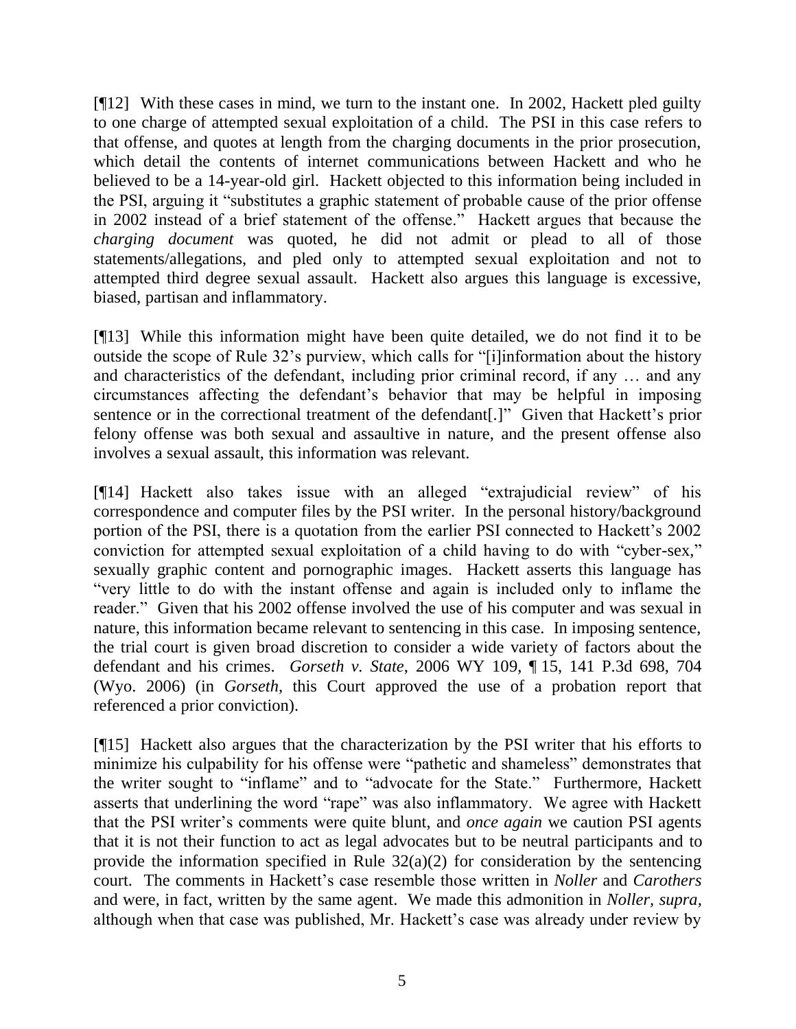[¶12] With these cases in mind, we turn to the instant one. In 2002, Hackett pled guilty to one charge of attempted sexual exploitation of a child. The PSI in this case refers to that offense, and quotes at length from the charging documents in the prior prosecution, which detail the contents of internet communications between Hackett and who he believed to be a 14-year-old girl. Hackett objected to this information being included in the PSI, arguing it "substitutes a graphic statement of probable cause of the prior offense in 2002 instead of a brief statement of the offense." Hackett argues that because the *charging document* was quoted, he did not admit or plead to all of those statements/allegations, and pled only to attempted sexual exploitation and not to attempted third degree sexual assault. Hackett also argues this language is excessive, biased, partisan and inflammatory.

[¶13] While this information might have been quite detailed, we do not find it to be outside the scope of Rule 32's purview, which calls for "[i]information about the history and characteristics of the defendant, including prior criminal record, if any … and any circumstances affecting the defendant's behavior that may be helpful in imposing sentence or in the correctional treatment of the defendant[.]" Given that Hackett's prior felony offense was both sexual and assaultive in nature, and the present offense also involves a sexual assault, this information was relevant.

[¶14] Hackett also takes issue with an alleged "extrajudicial review" of his correspondence and computer files by the PSI writer. In the personal history/background portion of the PSI, there is a quotation from the earlier PSI connected to Hackett's 2002 conviction for attempted sexual exploitation of a child having to do with "cyber-sex," sexually graphic content and pornographic images. Hackett asserts this language has "very little to do with the instant offense and again is included only to inflame the reader." Given that his 2002 offense involved the use of his computer and was sexual in nature, this information became relevant to sentencing in this case. In imposing sentence, the trial court is given broad discretion to consider a wide variety of factors about the defendant and his crimes. *Gorseth v. State*, 2006 WY 109, ¶ 15, 141 P.3d 698, 704 (Wyo. 2006) (in *Gorseth*, this Court approved the use of a probation report that referenced a prior conviction).

[¶15] Hackett also argues that the characterization by the PSI writer that his efforts to minimize his culpability for his offense were "pathetic and shameless" demonstrates that the writer sought to "inflame" and to "advocate for the State." Furthermore, Hackett asserts that underlining the word "rape" was also inflammatory. We agree with Hackett that the PSI writer's comments were quite blunt, and *once again* we caution PSI agents that it is not their function to act as legal advocates but to be neutral participants and to provide the information specified in Rule 32(a)(2) for consideration by the sentencing court. The comments in Hackett's case resemble those written in *Noller* and *Carothers* and were, in fact, written by the same agent. We made this admonition in *Noller, supra*, although when that case was published, Mr. Hackett's case was already under review by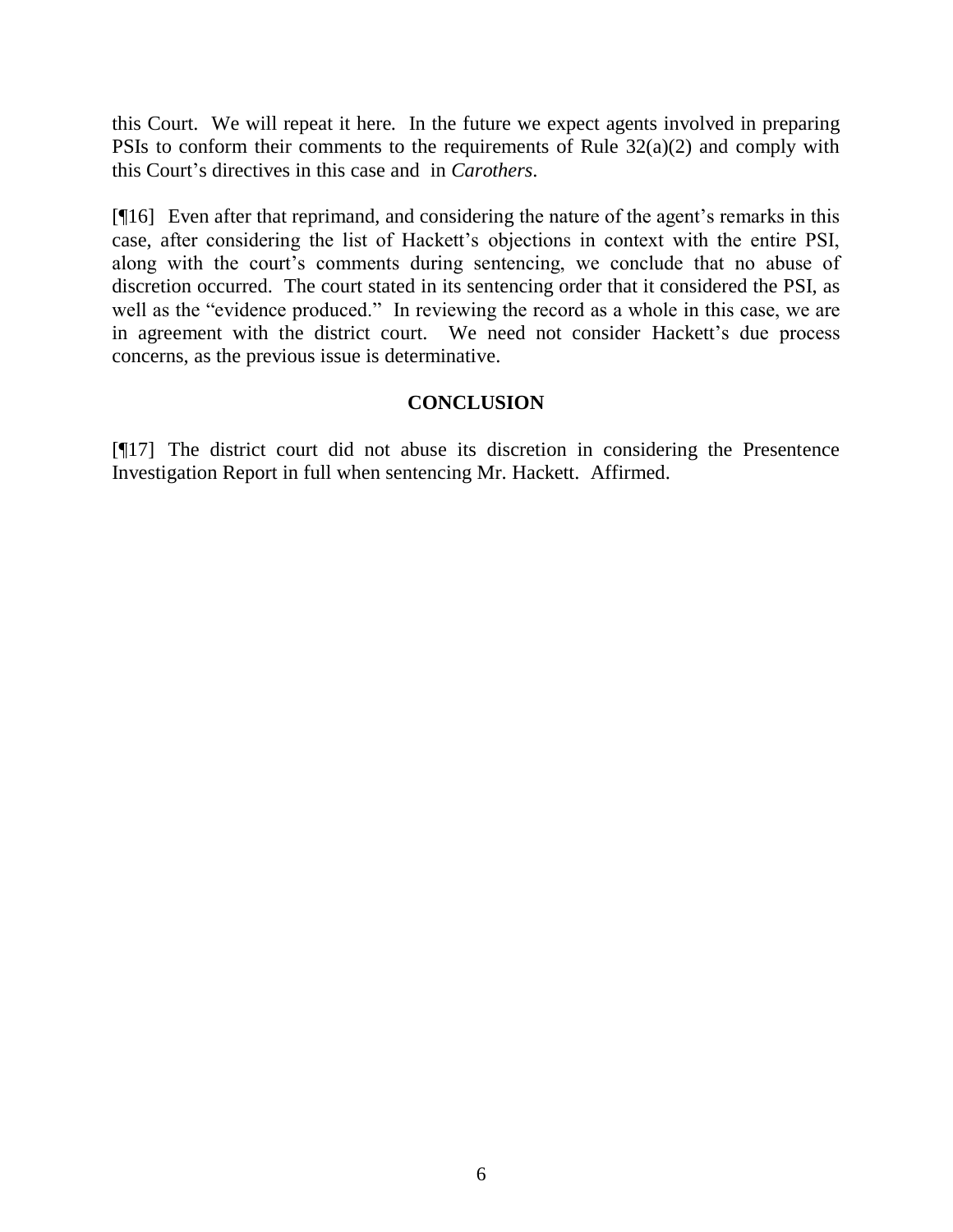this Court. We will repeat it here. In the future we expect agents involved in preparing PSIs to conform their comments to the requirements of Rule 32(a)(2) and comply with this Court's directives in this case and in *Carothers*.

[¶16] Even after that reprimand, and considering the nature of the agent's remarks in this case, after considering the list of Hackett's objections in context with the entire PSI, along with the court's comments during sentencing, we conclude that no abuse of discretion occurred. The court stated in its sentencing order that it considered the PSI, as well as the "evidence produced." In reviewing the record as a whole in this case, we are in agreement with the district court. We need not consider Hackett's due process concerns, as the previous issue is determinative.

## CONCLUSION

[¶17] The district court did not abuse its discretion in considering the Presentence Investigation Report in full when sentencing Mr. Hackett. Affirmed.